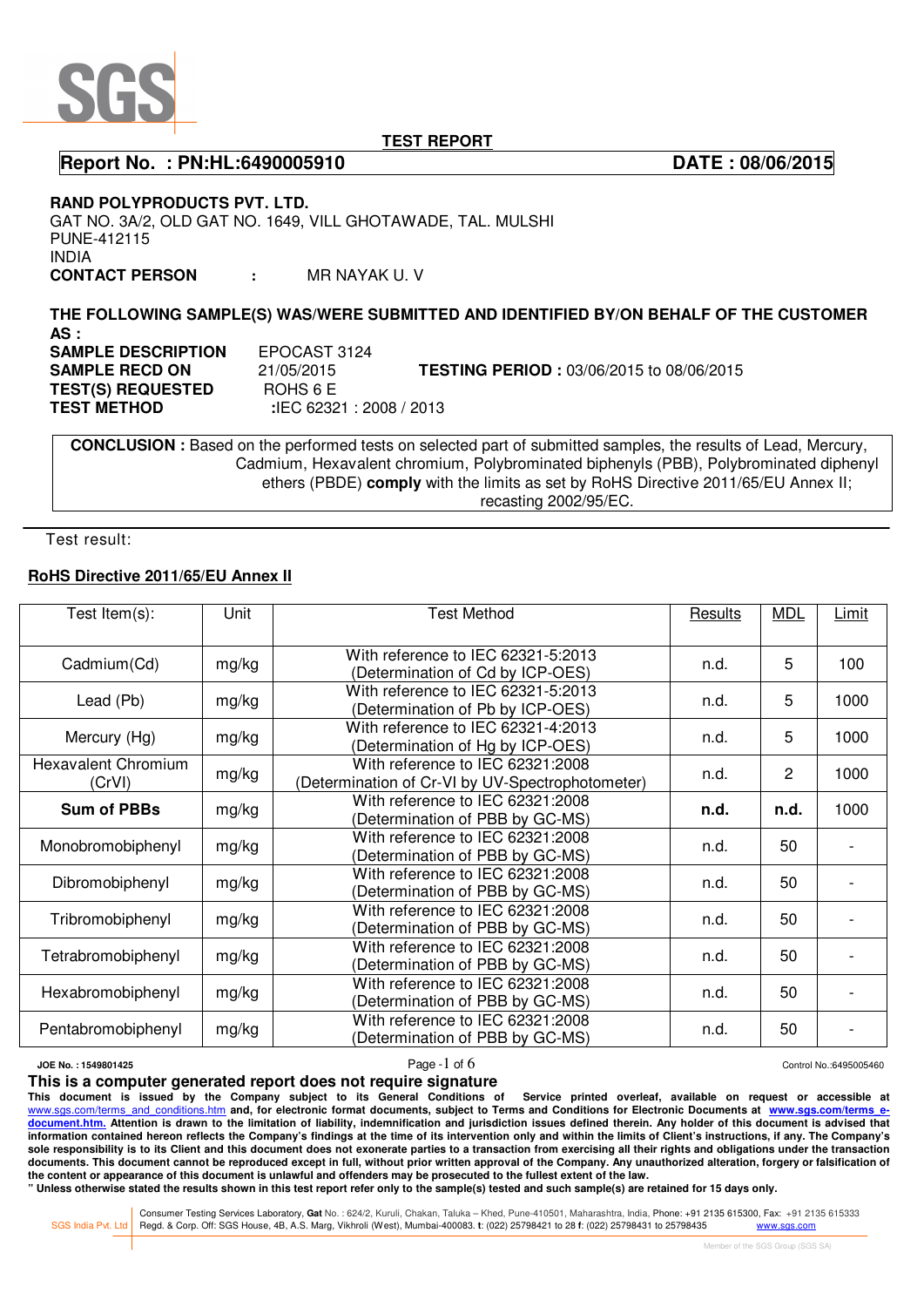# TEST REPORT

**Report No. : PN:HL:6490005910** **DATE : 08/06/2015**

**RAND POLYPRODUCTS PVT. LTD.**
GAT NO. 3A/2, OLD GAT NO. 1649, VILL GHOTAWADE, TAL. MULSHI
PUNE-412115
INDIA
**CONTACT PERSON** : MR NAYAK U. V

**THE FOLLOWING SAMPLE(S) WAS/WERE SUBMITTED AND IDENTIFIED BY/ON BEHALF OF THE CUSTOMER AS :**

**SAMPLE DESCRIPTION** EPOCAST 3124
**SAMPLE RECD ON** 21/05/2015 **TESTING PERIOD :** 03/06/2015 to 08/06/2015
**TEST(S) REQUESTED** ROHS 6 E
**TEST METHOD** :IEC 62321 : 2008 / 2013

**CONCLUSION :** Based on the performed tests on selected part of submitted samples, the results of Lead, Mercury, Cadmium, Hexavalent chromium, Polybrominated biphenyls (PBB), Polybrominated diphenyl ethers (PBDE) **comply** with the limits as set by RoHS Directive 2011/65/EU Annex II; recasting 2002/95/EC.

Test result:

## RoHS Directive 2011/65/EU Annex II

| Test Item(s): | Unit | Test Method | Results | MDL | Limit |
|---|---|---|---|---|---|
| Cadmium(Cd) | mg/kg | With reference to IEC 62321-5:2013 (Determination of Cd by ICP-OES) | n.d. | 5 | 100 |
| Lead (Pb) | mg/kg | With reference to IEC 62321-5:2013 (Determination of Pb by ICP-OES) | n.d. | 5 | 1000 |
| Mercury (Hg) | mg/kg | With reference to IEC 62321-4:2013 (Determination of Hg by ICP-OES) | n.d. | 5 | 1000 |
| Hexavalent Chromium (CrVI) | mg/kg | With reference to IEC 62321:2008 (Determination of Cr-VI by UV-Spectrophotometer) | n.d. | 2 | 1000 |
| **Sum of PBBs** | mg/kg | With reference to IEC 62321:2008 (Determination of PBB by GC-MS) | **n.d.** | **n.d.** | 1000 |
| Monobromobiphenyl | mg/kg | With reference to IEC 62321:2008 (Determination of PBB by GC-MS) | n.d. | 50 | - |
| Dibromobiphenyl | mg/kg | With reference to IEC 62321:2008 (Determination of PBB by GC-MS) | n.d. | 50 | - |
| Tribromobiphenyl | mg/kg | With reference to IEC 62321:2008 (Determination of PBB by GC-MS) | n.d. | 50 | - |
| Tetrabromobiphenyl | mg/kg | With reference to IEC 62321:2008 (Determination of PBB by GC-MS) | n.d. | 50 | - |
| Hexabromobiphenyl | mg/kg | With reference to IEC 62321:2008 (Determination of PBB by GC-MS) | n.d. | 50 | - |
| Pentabromobiphenyl | mg/kg | With reference to IEC 62321:2008 (Determination of PBB by GC-MS) | n.d. | 50 | - |

JOE No. : 1549801425 Control No.:6495005460

**This is a computer generated report does not require signature**

**This document is issued by the Company subject to its General Conditions of Service printed overleaf, available on request or accessible at** www.sgs.com/terms_and_conditions.htm **and, for electronic format documents, subject to Terms and Conditions for Electronic Documents at** **www.sgs.com/terms_e-document.htm. Attention is drawn to the limitation of liability, indemnification and jurisdiction issues defined therein. Any holder of this document is advised that information contained hereon reflects the Company's findings at the time of its intervention only and within the limits of Client's instructions, if any. The Company's sole responsibility is to its Client and this document does not exonerate parties to a transaction from exercising all their rights and obligations under the transaction documents. This document cannot be reproduced except in full, without prior written approval of the Company. Any unauthorized alteration, forgery or falsification of the content or appearance of this document is unlawful and offenders may be prosecuted to the fullest extent of the law.**
**" Unless otherwise stated the results shown in this test report refer only to the sample(s) tested and such sample(s) are retained for 15 days only.**

SGS India Pvt. Ltd | Consumer Testing Services Laboratory, **Gat** No. : 624/2, Kuruli, Chakan, Taluka – Khed, Pune-410501, Maharashtra, India, Phone: +91 2135 615300, Fax: +91 2135 615333
Regd. & Corp. Off: SGS House, 4B, A.S. Marg, Vikhroli (West), Mumbai-400083. **t**: (022) 25798421 to 28 **f**: (022) 25798431 to 25798435 www.sgs.com

Member of the SGS Group (SGS SA)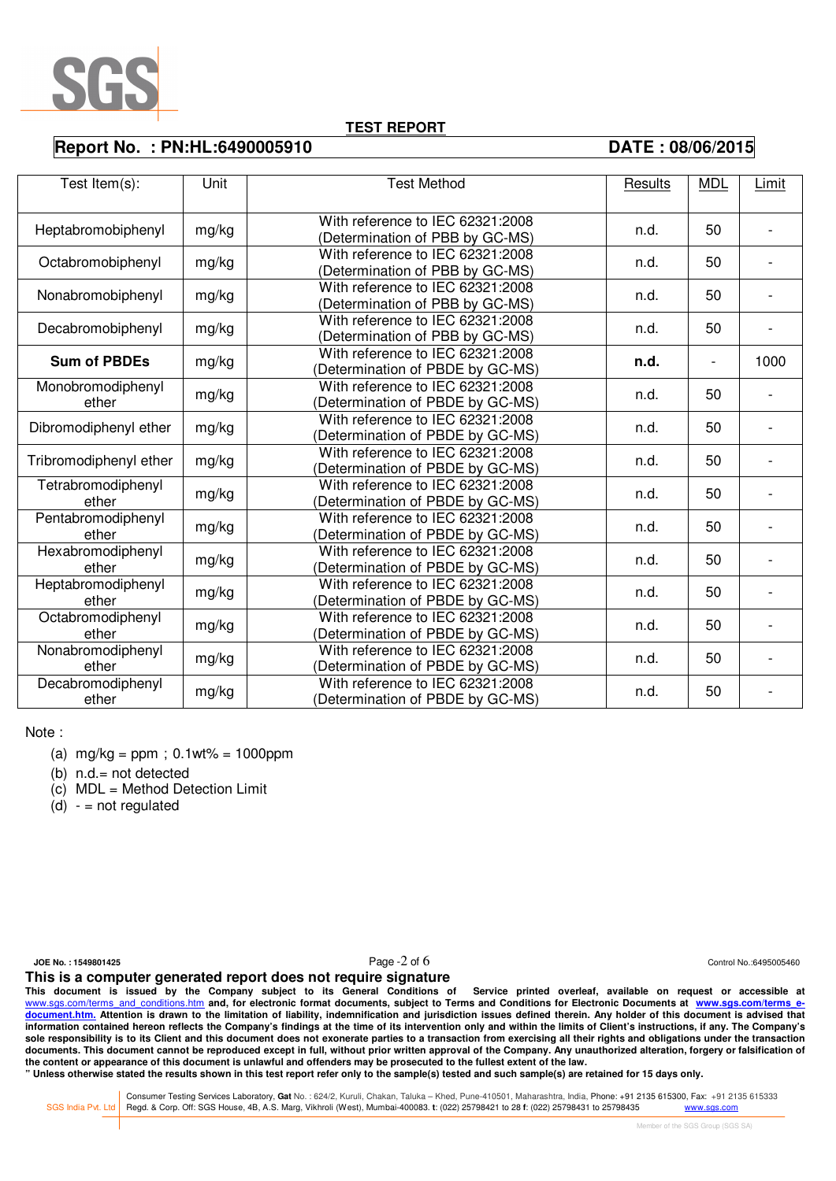# TEST REPORT

**Report No. : PN:HL:6490005910** **DATE : 08/06/2015**

| Test Item(s): | Unit | Test Method | Results | MDL | Limit |
|---|---|---|---|---|---|
| Heptabromobiphenyl | mg/kg | With reference to IEC 62321:2008 (Determination of PBB by GC-MS) | n.d. | 50 | - |
| Octabromobiphenyl | mg/kg | With reference to IEC 62321:2008 (Determination of PBB by GC-MS) | n.d. | 50 | - |
| Nonabromobiphenyl | mg/kg | With reference to IEC 62321:2008 (Determination of PBB by GC-MS) | n.d. | 50 | - |
| Decabromobiphenyl | mg/kg | With reference to IEC 62321:2008 (Determination of PBB by GC-MS) | n.d. | 50 | - |
| **Sum of PBDEs** | mg/kg | With reference to IEC 62321:2008 (Determination of PBDE by GC-MS) | **n.d.** | - | 1000 |
| Monobromodiphenyl ether | mg/kg | With reference to IEC 62321:2008 (Determination of PBDE by GC-MS) | n.d. | 50 | - |
| Dibromodiphenyl ether | mg/kg | With reference to IEC 62321:2008 (Determination of PBDE by GC-MS) | n.d. | 50 | - |
| Tribromodiphenyl ether | mg/kg | With reference to IEC 62321:2008 (Determination of PBDE by GC-MS) | n.d. | 50 | - |
| Tetrabromodiphenyl ether | mg/kg | With reference to IEC 62321:2008 (Determination of PBDE by GC-MS) | n.d. | 50 | - |
| Pentabromodiphenyl ether | mg/kg | With reference to IEC 62321:2008 (Determination of PBDE by GC-MS) | n.d. | 50 | - |
| Hexabromodiphenyl ether | mg/kg | With reference to IEC 62321:2008 (Determination of PBDE by GC-MS) | n.d. | 50 | - |
| Heptabromodiphenyl ether | mg/kg | With reference to IEC 62321:2008 (Determination of PBDE by GC-MS) | n.d. | 50 | - |
| Octabromodiphenyl ether | mg/kg | With reference to IEC 62321:2008 (Determination of PBDE by GC-MS) | n.d. | 50 | - |
| Nonabromodiphenyl ether | mg/kg | With reference to IEC 62321:2008 (Determination of PBDE by GC-MS) | n.d. | 50 | - |
| Decabromodiphenyl ether | mg/kg | With reference to IEC 62321:2008 (Determination of PBDE by GC-MS) | n.d. | 50 | - |

Note :

(a) mg/kg = ppm ; 0.1wt% = 1000ppm

(b) n.d.= not detected

(c) MDL = Method Detection Limit

(d) - = not regulated

JOE No. : 1549801425 Control No.:6495005460

**This is a computer generated report does not require signature**

**This document is issued by the Company subject to its General Conditions of Service printed overleaf, available on request or accessible at www.sgs.com/terms_and_conditions.htm and, for electronic format documents, subject to Terms and Conditions for Electronic Documents at www.sgs.com/terms_e-document.htm. Attention is drawn to the limitation of liability, indemnification and jurisdiction issues defined therein. Any holder of this document is advised that information contained hereon reflects the Company's findings at the time of its intervention only and within the limits of Client's instructions, if any. The Company's sole responsibility is to its Client and this document does not exonerate parties to a transaction from exercising all their rights and obligations under the transaction documents. This document cannot be reproduced except in full, without prior written approval of the Company. Any unauthorized alteration, forgery or falsification of the content or appearance of this document is unlawful and offenders may be prosecuted to the fullest extent of the law.**

**" Unless otherwise stated the results shown in this test report refer only to the sample(s) tested and such sample(s) are retained for 15 days only.**

SGS India Pvt. Ltd | Consumer Testing Services Laboratory, **Gat** No. : 624/2, Kuruli, Chakan, Taluka – Khed, Pune-410501, Maharashtra, India, Phone: +91 2135 615300, Fax: +91 2135 615333
Regd. & Corp. Off: SGS House, 4B, A.S. Marg, Vikhroli (West), Mumbai-400083. **t**: (022) 25798421 to 28 **f**: (022) 25798431 to 25798435 www.sgs.com

Member of the SGS Group (SGS SA)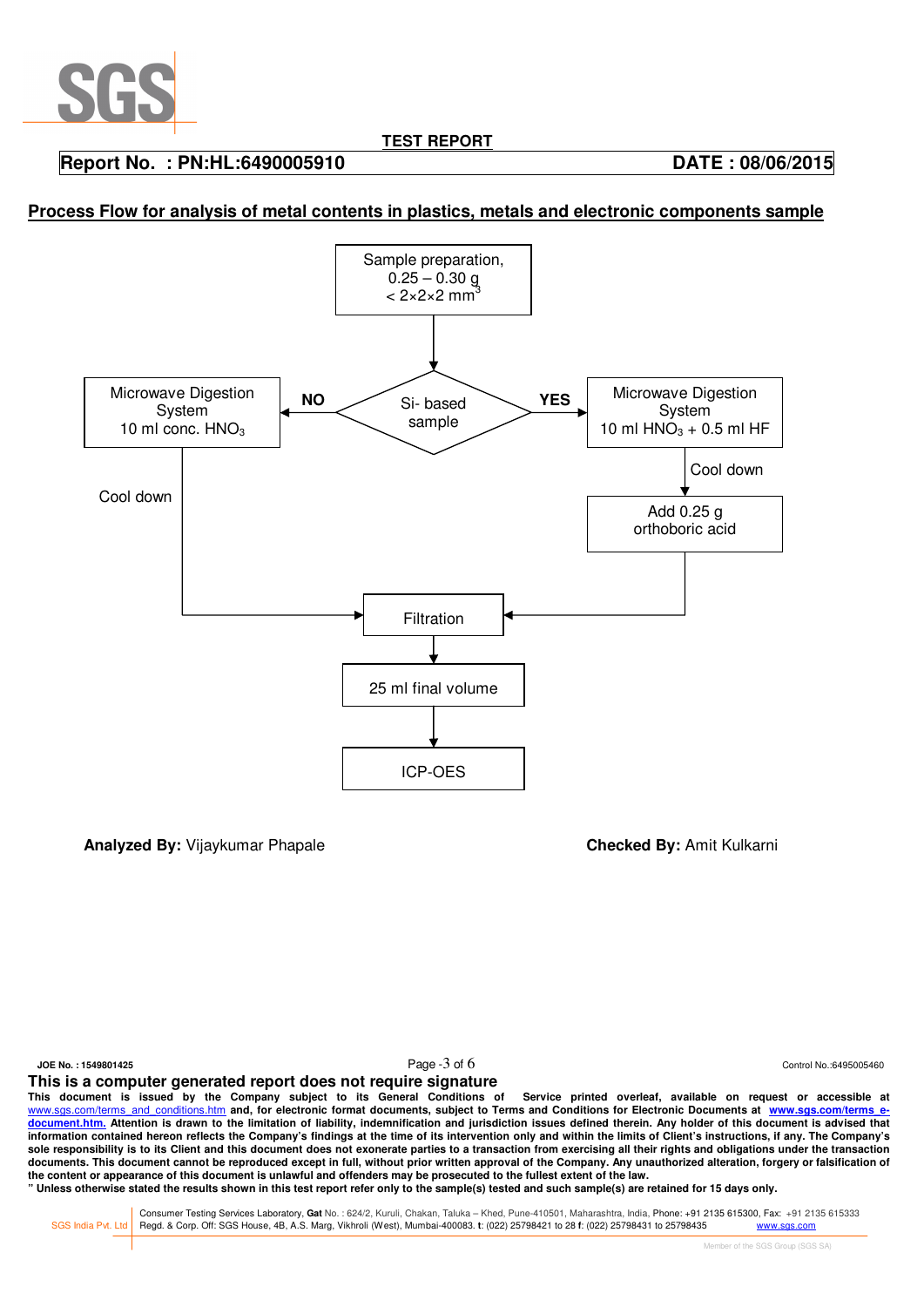**TEST REPORT**

**Report No. : PN:HL:6490005910** **DATE : 08/06/2015**

## Process Flow for analysis of metal contents in plastics, metals and electronic components sample

Sample preparation,
0.25 – 0.30 g
< 2×2×2 $mm^3$

↓

Si- based sample

- **NO** → Microwave Digestion System, 10 ml conc. $HNO_3$ → Cool down → Filtration
- **YES** → Microwave Digestion System, 10 ml $HNO_3$ + 0.5 ml HF → Cool down → Add 0.25 g orthoboric acid → Filtration

Filtration → 25 ml final volume → ICP-OES

**Analyzed By:** Vijaykumar Phapale **Checked By:** Amit Kulkarni

**JOE No. : 1549801425** Control No.:6495005460

**This is a computer generated report does not require signature**

**This document is issued by the Company subject to its General Conditions of Service printed overleaf, available on request or accessible at** www.sgs.com/terms_and_conditions.htm **and, for electronic format documents, subject to Terms and Conditions for Electronic Documents at www.sgs.com/terms_e-document.htm. Attention is drawn to the limitation of liability, indemnification and jurisdiction issues defined therein. Any holder of this document is advised that information contained hereon reflects the Company's findings at the time of its intervention only and within the limits of Client's instructions, if any. The Company's sole responsibility is to its Client and this document does not exonerate parties to a transaction from exercising all their rights and obligations under the transaction documents. This document cannot be reproduced except in full, without prior written approval of the Company. Any unauthorized alteration, forgery or falsification of the content or appearance of this document is unlawful and offenders may be prosecuted to the fullest extent of the law.**

**" Unless otherwise stated the results shown in this test report refer only to the sample(s) tested and such sample(s) are retained for 15 days only.**

SGS India Pvt. Ltd | Consumer Testing Services Laboratory, **Gat** No. : 624/2, Kuruli, Chakan, Taluka – Khed, Pune-410501, Maharashtra, India, Phone: +91 2135 615300, Fax: +91 2135 615333
Regd. & Corp. Off: SGS House, 4B, A.S. Marg, Vikhroli (West), Mumbai-400083. **t**: (022) 25798421 to 28 **f**: (022) 25798431 to 25798435 www.sgs.com

Member of the SGS Group (SGS SA)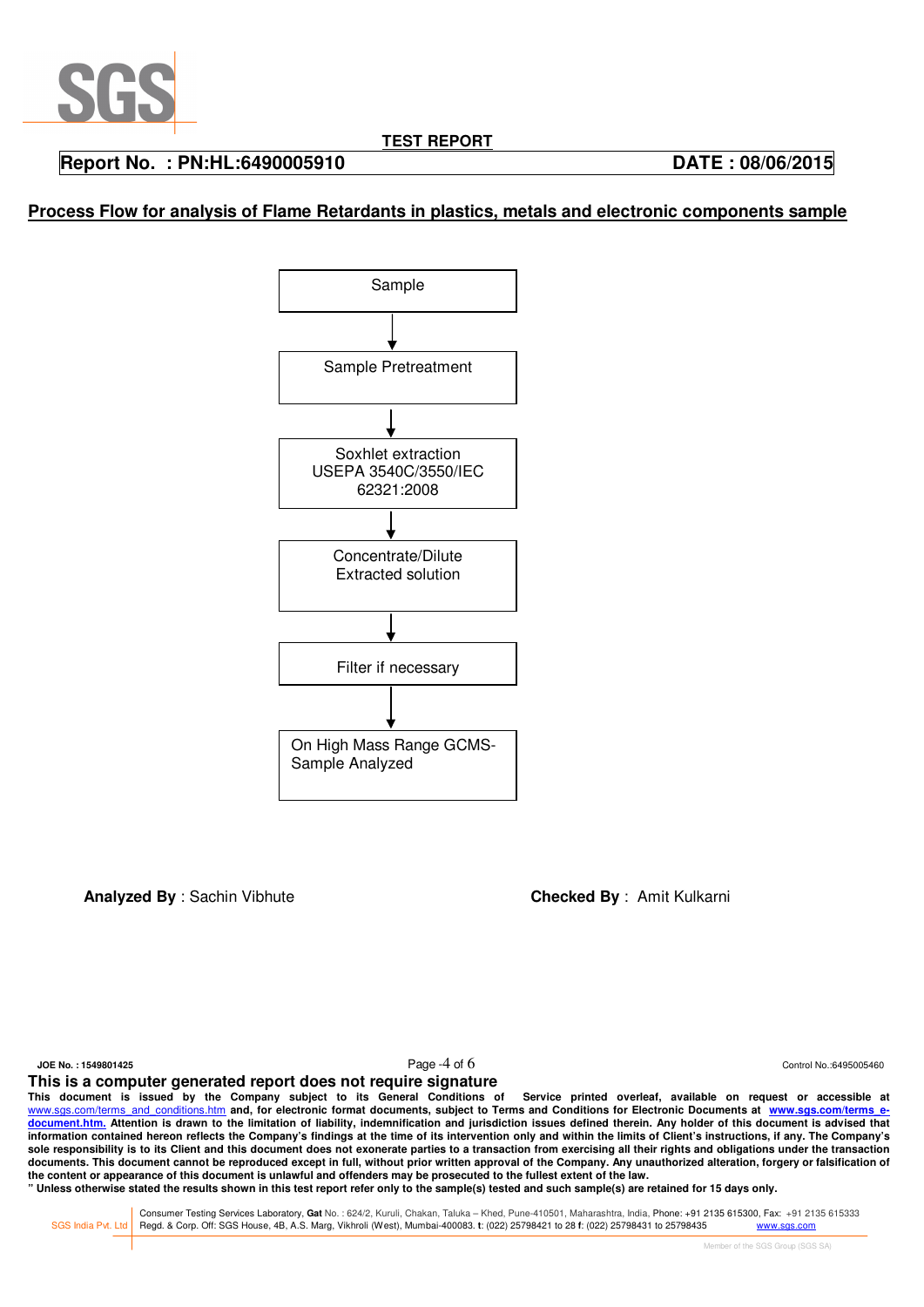**TEST REPORT**

**Report No. : PN:HL:6490005910** **DATE : 08/06/2015**

## Process Flow for analysis of Flame Retardants in plastics, metals and electronic components sample

Sample

↓

Sample Pretreatment

↓

Soxhlet extraction USEPA 3540C/3550/IEC 62321:2008

↓

Concentrate/Dilute Extracted solution

↓

Filter if necessary

↓

On High Mass Range GCMS-Sample Analyzed

**Analyzed By** : Sachin Vibhute **Checked By** : Amit Kulkarni

**JOE No. : 1549801425** Control No.:6495005460

**This is a computer generated report does not require signature**

**This document is issued by the Company subject to its General Conditions of Service printed overleaf, available on request or accessible at** www.sgs.com/terms_and_conditions.htm **and, for electronic format documents, subject to Terms and Conditions for Electronic Documents at www.sgs.com/terms_e-document.htm. Attention is drawn to the limitation of liability, indemnification and jurisdiction issues defined therein. Any holder of this document is advised that information contained hereon reflects the Company's findings at the time of its intervention only and within the limits of Client's instructions, if any. The Company's sole responsibility is to its Client and this document does not exonerate parties to a transaction from exercising all their rights and obligations under the transaction documents. This document cannot be reproduced except in full, without prior written approval of the Company. Any unauthorized alteration, forgery or falsification of the content or appearance of this document is unlawful and offenders may be prosecuted to the fullest extent of the law.**

**" Unless otherwise stated the results shown in this test report refer only to the sample(s) tested and such sample(s) are retained for 15 days only.**

SGS India Pvt. Ltd | Consumer Testing Services Laboratory, **Gat** No. : 624/2, Kuruli, Chakan, Taluka – Khed, Pune-410501, Maharashtra, India, Phone: +91 2135 615300, Fax: +91 2135 615333
Regd. & Corp. Off: SGS House, 4B, A.S. Marg, Vikhroli (West), Mumbai-400083. **t**: (022) 25798421 to 28 **f**: (022) 25798431 to 25798435 www.sgs.com

Member of the SGS Group (SGS SA)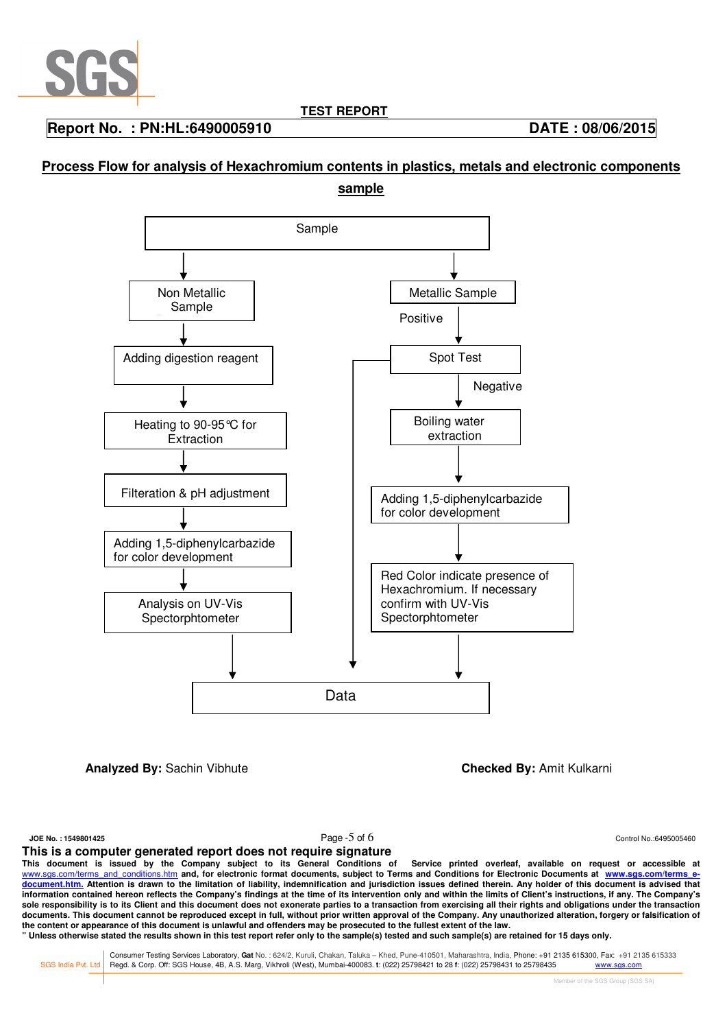**TEST REPORT**

**Report No. : PN:HL:6490005910** **DATE : 08/06/2015**

## Process Flow for analysis of Hexachromium contents in plastics, metals and electronic components sample

Sample

**Non Metallic Sample:**

- Adding digestion reagent
- Heating to 90-95℃ for Extraction
- Filteration & pH adjustment
- Adding 1,5-diphenylcarbazide for color development
- Analysis on UV-Vis Spectorphtometer
- Data

**Metallic Sample:**

- Spot Test
  - Positive → Data
  - Negative → Boiling water extraction
- Adding 1,5-diphenylcarbazide for color development
- Red Color indicate presence of Hexachromium. If necessary confirm with UV-Vis Spectorphtometer
- Data

**Analyzed By:** Sachin Vibhute **Checked By:** Amit Kulkarni

JOE No. : 1549801425 Control No.:6495005460

**This is a computer generated report does not require signature**

**This document is issued by the Company subject to its General Conditions of Service printed overleaf, available on request or accessible at** www.sgs.com/terms_and_conditions.htm **and, for electronic format documents, subject to Terms and Conditions for Electronic Documents at www.sgs.com/terms_e-document.htm. Attention is drawn to the limitation of liability, indemnification and jurisdiction issues defined therein. Any holder of this document is advised that information contained hereon reflects the Company's findings at the time of its intervention only and within the limits of Client's instructions, if any. The Company's sole responsibility is to its Client and this document does not exonerate parties to a transaction from exercising all their rights and obligations under the transaction documents. This document cannot be reproduced except in full, without prior written approval of the Company. Any unauthorized alteration, forgery or falsification of the content or appearance of this document is unlawful and offenders may be prosecuted to the fullest extent of the law.**

**" Unless otherwise stated the results shown in this test report refer only to the sample(s) tested and such sample(s) are retained for 15 days only.**

SGS India Pvt. Ltd | Consumer Testing Services Laboratory, **Gat** No. : 624/2, Kuruli, Chakan, Taluka – Khed, Pune-410501, Maharashtra, India, Phone: +91 2135 615300, Fax: +91 2135 615333
Regd. & Corp. Off: SGS House, 4B, A.S. Marg, Vikhroli (West), Mumbai-400083. **t**: (022) 25798421 to 28 **f**: (022) 25798431 to 25798435 www.sgs.com

Member of the SGS Group (SGS SA)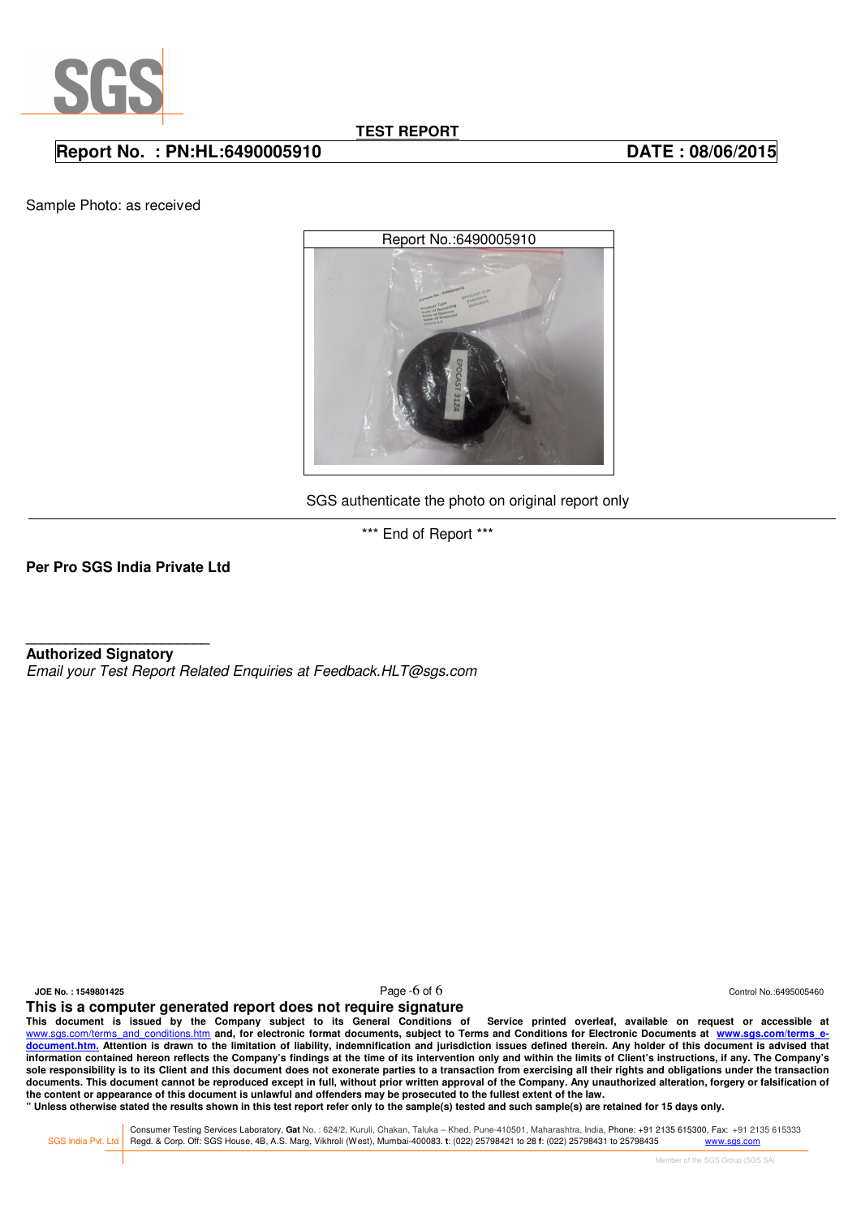**TEST REPORT**

**Report No. : PN:HL:6490005910** **DATE : 08/06/2015**

Sample Photo: as received

Report No.:6490005910

SGS authenticate the photo on original report only

*** End of Report ***

**Per Pro SGS India Private Ltd**

________________________

**Authorized Signatory**

*Email your Test Report Related Enquiries at Feedback.HLT@sgs.com*

**JOE No. : 1549801425** Control No.:6495005460

**This is a computer generated report does not require signature**

**This document is issued by the Company subject to its General Conditions of Service printed overleaf, available on request or accessible at** www.sgs.com/terms_and_conditions.htm **and, for electronic format documents, subject to Terms and Conditions for Electronic Documents at** **www.sgs.com/terms_e-document.htm.** **Attention is drawn to the limitation of liability, indemnification and jurisdiction issues defined therein. Any holder of this document is advised that information contained hereon reflects the Company's findings at the time of its intervention only and within the limits of Client's instructions, if any. The Company's sole responsibility is to its Client and this document does not exonerate parties to a transaction from exercising all their rights and obligations under the transaction documents. This document cannot be reproduced except in full, without prior written approval of the Company. Any unauthorized alteration, forgery or falsification of the content or appearance of this document is unlawful and offenders may be prosecuted to the fullest extent of the law.**

**" Unless otherwise stated the results shown in this test report refer only to the sample(s) tested and such sample(s) are retained for 15 days only.**

SGS India Pvt. Ltd | Consumer Testing Services Laboratory, **Gat** No. : 624/2, Kuruli, Chakan, Taluka – Khed, Pune-410501, Maharashtra, India, Phone: +91 2135 615300, Fax: +91 2135 615333
Regd. & Corp. Off: SGS House, 4B, A.S. Marg, Vikhroli (West), Mumbai-400083. **t**: (022) 25798421 to 28 **f**: (022) 25798431 to 25798435 www.sgs.com

Member of the SGS Group (SGS SA)